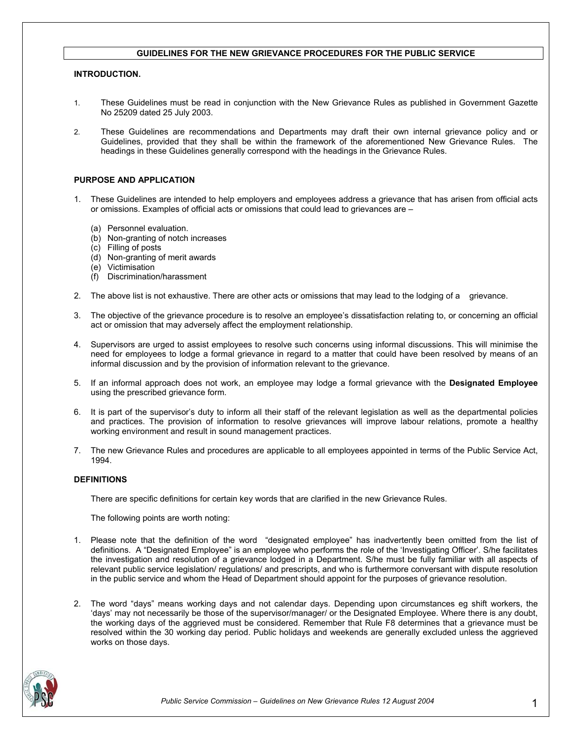# GUIDELINES FOR THE NEW GRIEVANCE PROCEDURES FOR THE PUBLIC SERVICE

## INTRODUCTION.

1. These Guidelines must be read in conjunction with the New Grievance Rules as published in Government Gazette No 25209 dated 25 July 2003.

2. These Guidelines are recommendations and Departments may draft their own internal grievance policy and or Guidelines, provided that they shall be within the framework of the aforementioned New Grievance Rules. The headings in these Guidelines generally correspond with the headings in the Grievance Rules.

## PURPOSE AND APPLICATION

1. These Guidelines are intended to help employers and employees address a grievance that has arisen from official acts or omissions. Examples of official acts or omissions that could lead to grievances are –

   (a) Personnel evaluation.
   (b) Non-granting of notch increases
   (c) Filling of posts
   (d) Non-granting of merit awards
   (e) Victimisation
   (f) Discrimination/harassment

2. The above list is not exhaustive. There are other acts or omissions that may lead to the lodging of a grievance.

3. The objective of the grievance procedure is to resolve an employee's dissatisfaction relating to, or concerning an official act or omission that may adversely affect the employment relationship.

4. Supervisors are urged to assist employees to resolve such concerns using informal discussions. This will minimise the need for employees to lodge a formal grievance in regard to a matter that could have been resolved by means of an informal discussion and by the provision of information relevant to the grievance.

5. If an informal approach does not work, an employee may lodge a formal grievance with the **Designated Employee** using the prescribed grievance form.

6. It is part of the supervisor's duty to inform all their staff of the relevant legislation as well as the departmental policies and practices. The provision of information to resolve grievances will improve labour relations, promote a healthy working environment and result in sound management practices.

7. The new Grievance Rules and procedures are applicable to all employees appointed in terms of the Public Service Act, 1994.

## DEFINITIONS

There are specific definitions for certain key words that are clarified in the new Grievance Rules.

The following points are worth noting:

1. Please note that the definition of the word "designated employee" has inadvertently been omitted from the list of definitions. A "Designated Employee" is an employee who performs the role of the 'Investigating Officer'. S/he facilitates the investigation and resolution of a grievance lodged in a Department. S/he must be fully familiar with all aspects of relevant public service legislation/ regulations/ and prescripts, and who is furthermore conversant with dispute resolution in the public service and whom the Head of Department should appoint for the purposes of grievance resolution.

2. The word "days" means working days and not calendar days. Depending upon circumstances eg shift workers, the 'days' may not necessarily be those of the supervisor/manager/ or the Designated Employee. Where there is any doubt, the working days of the aggrieved must be considered. Remember that Rule F8 determines that a grievance must be resolved within the 30 working day period. Public holidays and weekends are generally excluded unless the aggrieved works on those days.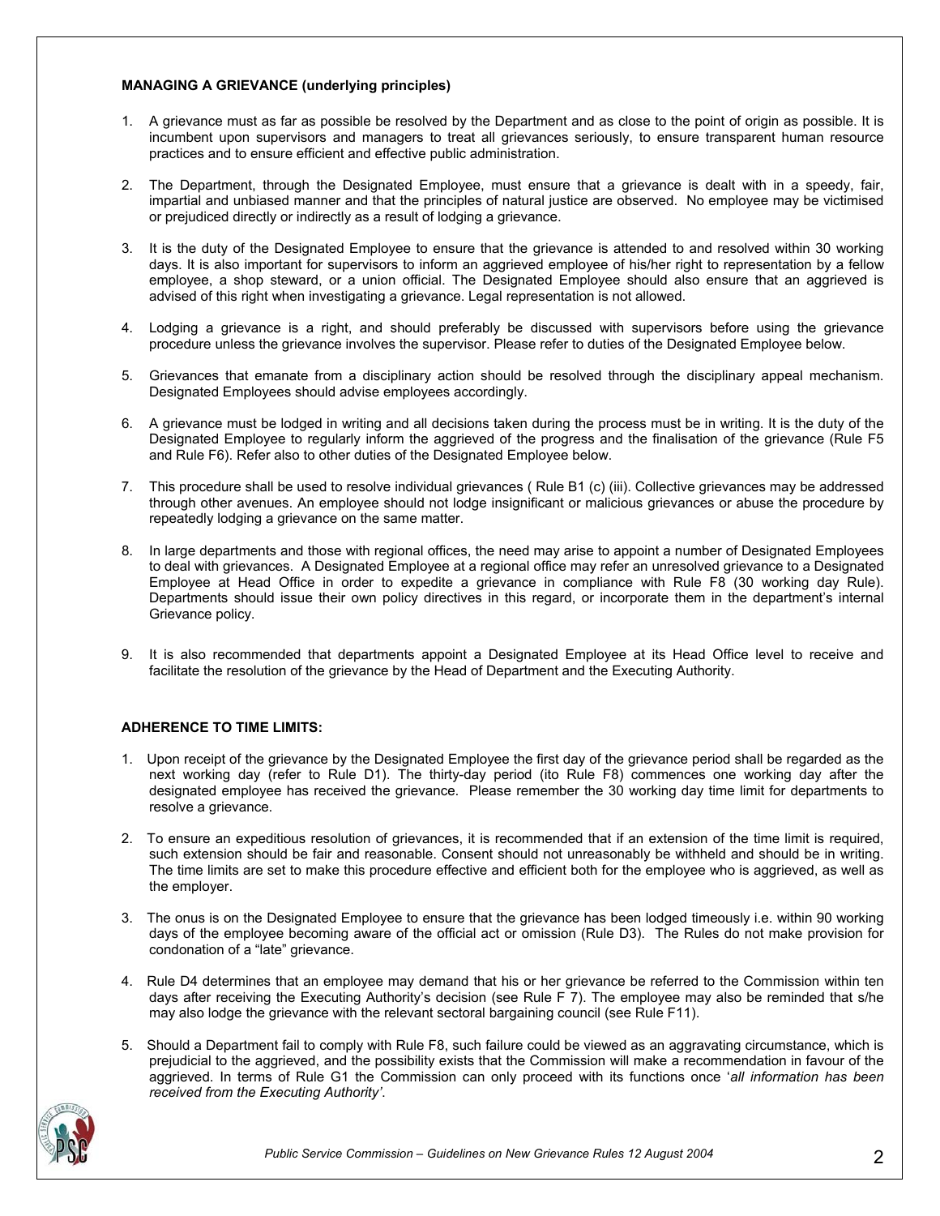**MANAGING A GRIEVANCE (underlying principles)**

1. A grievance must as far as possible be resolved by the Department and as close to the point of origin as possible. It is incumbent upon supervisors and managers to treat all grievances seriously, to ensure transparent human resource practices and to ensure efficient and effective public administration.

2. The Department, through the Designated Employee, must ensure that a grievance is dealt with in a speedy, fair, impartial and unbiased manner and that the principles of natural justice are observed. No employee may be victimised or prejudiced directly or indirectly as a result of lodging a grievance.

3. It is the duty of the Designated Employee to ensure that the grievance is attended to and resolved within 30 working days. It is also important for supervisors to inform an aggrieved employee of his/her right to representation by a fellow employee, a shop steward, or a union official. The Designated Employee should also ensure that an aggrieved is advised of this right when investigating a grievance. Legal representation is not allowed.

4. Lodging a grievance is a right, and should preferably be discussed with supervisors before using the grievance procedure unless the grievance involves the supervisor. Please refer to duties of the Designated Employee below.

5. Grievances that emanate from a disciplinary action should be resolved through the disciplinary appeal mechanism. Designated Employees should advise employees accordingly.

6. A grievance must be lodged in writing and all decisions taken during the process must be in writing. It is the duty of the Designated Employee to regularly inform the aggrieved of the progress and the finalisation of the grievance (Rule F5 and Rule F6). Refer also to other duties of the Designated Employee below.

7. This procedure shall be used to resolve individual grievances ( Rule B1 (c) (iii). Collective grievances may be addressed through other avenues. An employee should not lodge insignificant or malicious grievances or abuse the procedure by repeatedly lodging a grievance on the same matter.

8. In large departments and those with regional offices, the need may arise to appoint a number of Designated Employees to deal with grievances. A Designated Employee at a regional office may refer an unresolved grievance to a Designated Employee at Head Office in order to expedite a grievance in compliance with Rule F8 (30 working day Rule). Departments should issue their own policy directives in this regard, or incorporate them in the department's internal Grievance policy.

9. It is also recommended that departments appoint a Designated Employee at its Head Office level to receive and facilitate the resolution of the grievance by the Head of Department and the Executing Authority.

**ADHERENCE TO TIME LIMITS:**

1. Upon receipt of the grievance by the Designated Employee the first day of the grievance period shall be regarded as the next working day (refer to Rule D1). The thirty-day period (ito Rule F8) commences one working day after the designated employee has received the grievance. Please remember the 30 working day time limit for departments to resolve a grievance.

2. To ensure an expeditious resolution of grievances, it is recommended that if an extension of the time limit is required, such extension should be fair and reasonable. Consent should not unreasonably be withheld and should be in writing. The time limits are set to make this procedure effective and efficient both for the employee who is aggrieved, as well as the employer.

3. The onus is on the Designated Employee to ensure that the grievance has been lodged timeously i.e. within 90 working days of the employee becoming aware of the official act or omission (Rule D3). The Rules do not make provision for condonation of a "late" grievance.

4. Rule D4 determines that an employee may demand that his or her grievance be referred to the Commission within ten days after receiving the Executing Authority's decision (see Rule F 7). The employee may also be reminded that s/he may also lodge the grievance with the relevant sectoral bargaining council (see Rule F11).

5. Should a Department fail to comply with Rule F8, such failure could be viewed as an aggravating circumstance, which is prejudicial to the aggrieved, and the possibility exists that the Commission will make a recommendation in favour of the aggrieved. In terms of Rule G1 the Commission can only proceed with its functions once '*all information has been received from the Executing Authority'*.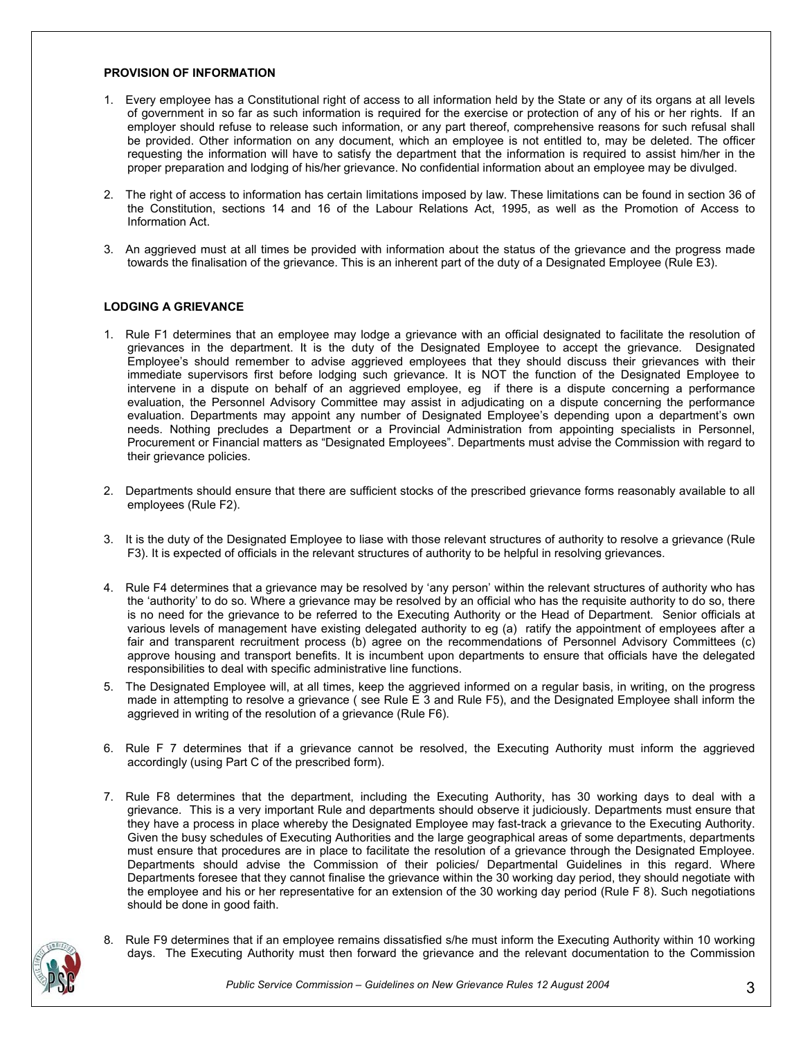**PROVISION OF INFORMATION**

1. Every employee has a Constitutional right of access to all information held by the State or any of its organs at all levels of government in so far as such information is required for the exercise or protection of any of his or her rights. If an employer should refuse to release such information, or any part thereof, comprehensive reasons for such refusal shall be provided. Other information on any document, which an employee is not entitled to, may be deleted. The officer requesting the information will have to satisfy the department that the information is required to assist him/her in the proper preparation and lodging of his/her grievance. No confidential information about an employee may be divulged.

2. The right of access to information has certain limitations imposed by law. These limitations can be found in section 36 of the Constitution, sections 14 and 16 of the Labour Relations Act, 1995, as well as the Promotion of Access to Information Act.

3. An aggrieved must at all times be provided with information about the status of the grievance and the progress made towards the finalisation of the grievance. This is an inherent part of the duty of a Designated Employee (Rule E3).

**LODGING A GRIEVANCE**

1. Rule F1 determines that an employee may lodge a grievance with an official designated to facilitate the resolution of grievances in the department. It is the duty of the Designated Employee to accept the grievance. Designated Employee's should remember to advise aggrieved employees that they should discuss their grievances with their immediate supervisors first before lodging such grievance. It is NOT the function of the Designated Employee to intervene in a dispute on behalf of an aggrieved employee, eg if there is a dispute concerning a performance evaluation, the Personnel Advisory Committee may assist in adjudicating on a dispute concerning the performance evaluation. Departments may appoint any number of Designated Employee's depending upon a department's own needs. Nothing precludes a Department or a Provincial Administration from appointing specialists in Personnel, Procurement or Financial matters as "Designated Employees". Departments must advise the Commission with regard to their grievance policies.

2. Departments should ensure that there are sufficient stocks of the prescribed grievance forms reasonably available to all employees (Rule F2).

3. It is the duty of the Designated Employee to liase with those relevant structures of authority to resolve a grievance (Rule F3). It is expected of officials in the relevant structures of authority to be helpful in resolving grievances.

4. Rule F4 determines that a grievance may be resolved by 'any person' within the relevant structures of authority who has the 'authority' to do so. Where a grievance may be resolved by an official who has the requisite authority to do so, there is no need for the grievance to be referred to the Executing Authority or the Head of Department. Senior officials at various levels of management have existing delegated authority to eg (a) ratify the appointment of employees after a fair and transparent recruitment process (b) agree on the recommendations of Personnel Advisory Committees (c) approve housing and transport benefits. It is incumbent upon departments to ensure that officials have the delegated responsibilities to deal with specific administrative line functions.

5. The Designated Employee will, at all times, keep the aggrieved informed on a regular basis, in writing, on the progress made in attempting to resolve a grievance ( see Rule E 3 and Rule F5), and the Designated Employee shall inform the aggrieved in writing of the resolution of a grievance (Rule F6).

6. Rule F 7 determines that if a grievance cannot be resolved, the Executing Authority must inform the aggrieved accordingly (using Part C of the prescribed form).

7. Rule F8 determines that the department, including the Executing Authority, has 30 working days to deal with a grievance. This is a very important Rule and departments should observe it judiciously. Departments must ensure that they have a process in place whereby the Designated Employee may fast-track a grievance to the Executing Authority. Given the busy schedules of Executing Authorities and the large geographical areas of some departments, departments must ensure that procedures are in place to facilitate the resolution of a grievance through the Designated Employee. Departments should advise the Commission of their policies/ Departmental Guidelines in this regard. Where Departments foresee that they cannot finalise the grievance within the 30 working day period, they should negotiate with the employee and his or her representative for an extension of the 30 working day period (Rule F 8). Such negotiations should be done in good faith.

8. Rule F9 determines that if an employee remains dissatisfied s/he must inform the Executing Authority within 10 working days. The Executing Authority must then forward the grievance and the relevant documentation to the Commission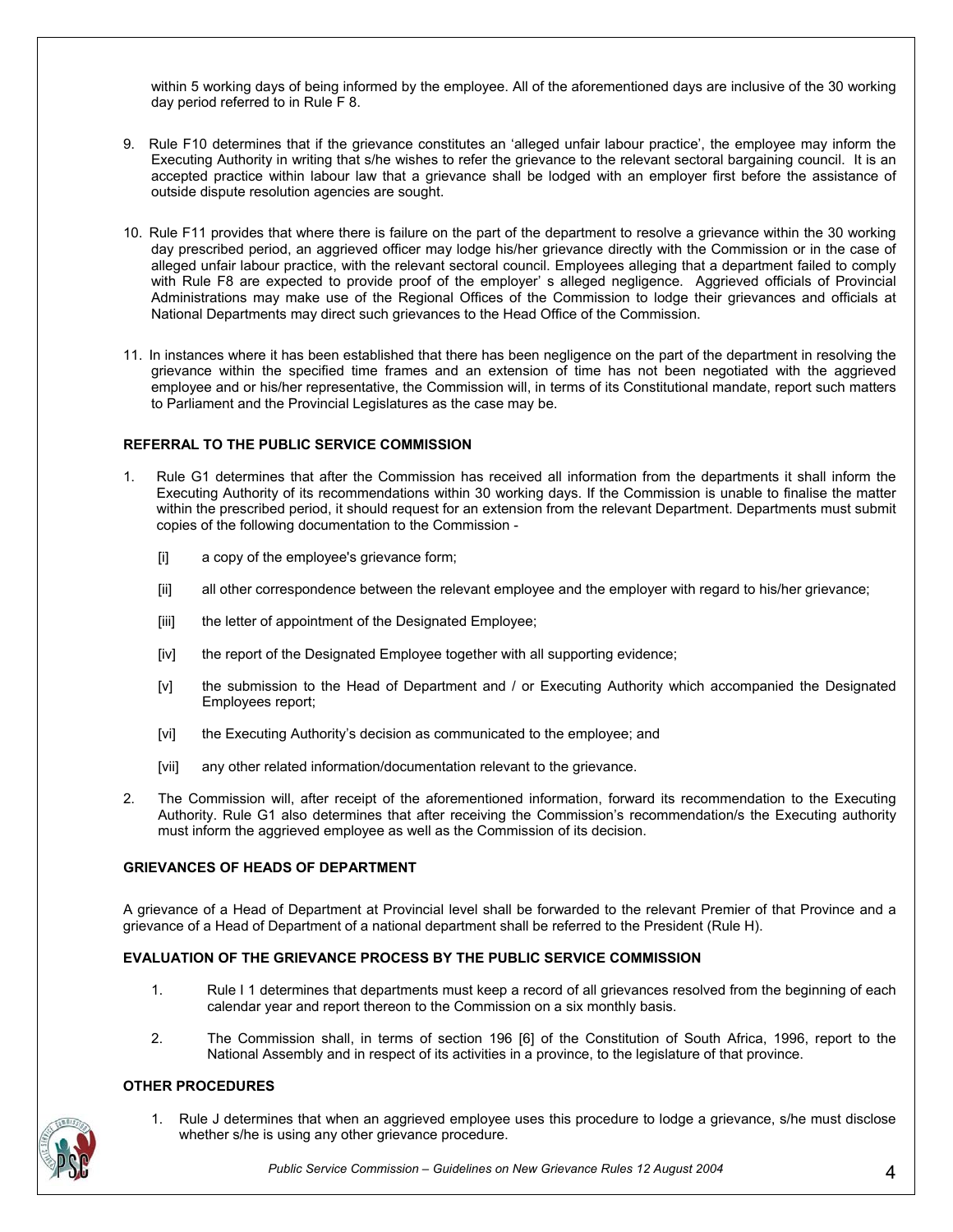within 5 working days of being informed by the employee. All of the aforementioned days are inclusive of the 30 working day period referred to in Rule F 8.

9. Rule F10 determines that if the grievance constitutes an 'alleged unfair labour practice', the employee may inform the Executing Authority in writing that s/he wishes to refer the grievance to the relevant sectoral bargaining council. It is an accepted practice within labour law that a grievance shall be lodged with an employer first before the assistance of outside dispute resolution agencies are sought.

10. Rule F11 provides that where there is failure on the part of the department to resolve a grievance within the 30 working day prescribed period, an aggrieved officer may lodge his/her grievance directly with the Commission or in the case of alleged unfair labour practice, with the relevant sectoral council. Employees alleging that a department failed to comply with Rule F8 are expected to provide proof of the employer' s alleged negligence. Aggrieved officials of Provincial Administrations may make use of the Regional Offices of the Commission to lodge their grievances and officials at National Departments may direct such grievances to the Head Office of the Commission.

11. In instances where it has been established that there has been negligence on the part of the department in resolving the grievance within the specified time frames and an extension of time has not been negotiated with the aggrieved employee and or his/her representative, the Commission will, in terms of its Constitutional mandate, report such matters to Parliament and the Provincial Legislatures as the case may be.

**REFERRAL TO THE PUBLIC SERVICE COMMISSION**

1. Rule G1 determines that after the Commission has received all information from the departments it shall inform the Executing Authority of its recommendations within 30 working days. If the Commission is unable to finalise the matter within the prescribed period, it should request for an extension from the relevant Department. Departments must submit copies of the following documentation to the Commission -

   [i] a copy of the employee's grievance form;

   [ii] all other correspondence between the relevant employee and the employer with regard to his/her grievance;

   [iii] the letter of appointment of the Designated Employee;

   [iv] the report of the Designated Employee together with all supporting evidence;

   [v] the submission to the Head of Department and / or Executing Authority which accompanied the Designated Employees report;

   [vi] the Executing Authority's decision as communicated to the employee; and

   [vii] any other related information/documentation relevant to the grievance.

2. The Commission will, after receipt of the aforementioned information, forward its recommendation to the Executing Authority. Rule G1 also determines that after receiving the Commission's recommendation/s the Executing authority must inform the aggrieved employee as well as the Commission of its decision.

**GRIEVANCES OF HEADS OF DEPARTMENT**

A grievance of a Head of Department at Provincial level shall be forwarded to the relevant Premier of that Province and a grievance of a Head of Department of a national department shall be referred to the President (Rule H).

**EVALUATION OF THE GRIEVANCE PROCESS BY THE PUBLIC SERVICE COMMISSION**

1. Rule I 1 determines that departments must keep a record of all grievances resolved from the beginning of each calendar year and report thereon to the Commission on a six monthly basis.

2. The Commission shall, in terms of section 196 [6] of the Constitution of South Africa, 1996, report to the National Assembly and in respect of its activities in a province, to the legislature of that province.

**OTHER PROCEDURES**

1. Rule J determines that when an aggrieved employee uses this procedure to lodge a grievance, s/he must disclose whether s/he is using any other grievance procedure.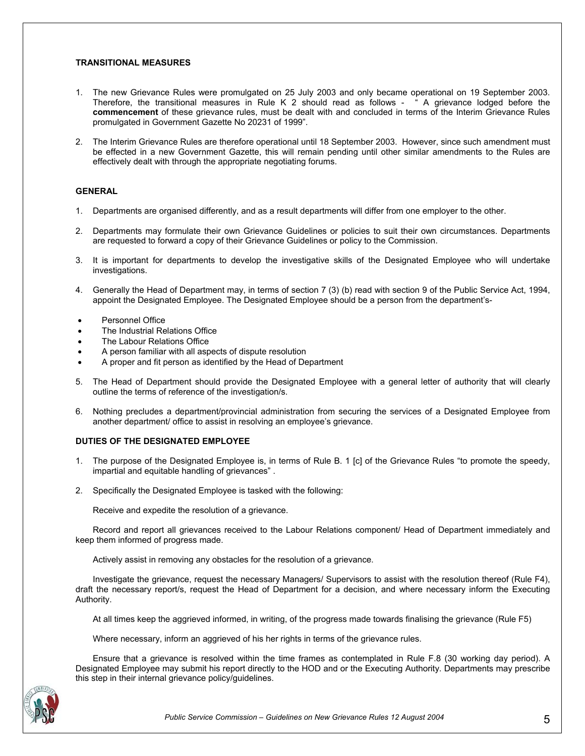### TRANSITIONAL MEASURES

1. The new Grievance Rules were promulgated on 25 July 2003 and only became operational on 19 September 2003. Therefore, the transitional measures in Rule K 2 should read as follows - " A grievance lodged before the **commencement** of these grievance rules, must be dealt with and concluded in terms of the Interim Grievance Rules promulgated in Government Gazette No 20231 of 1999".

2. The Interim Grievance Rules are therefore operational until 18 September 2003. However, since such amendment must be effected in a new Government Gazette, this will remain pending until other similar amendments to the Rules are effectively dealt with through the appropriate negotiating forums.

### GENERAL

1. Departments are organised differently, and as a result departments will differ from one employer to the other.

2. Departments may formulate their own Grievance Guidelines or policies to suit their own circumstances. Departments are requested to forward a copy of their Grievance Guidelines or policy to the Commission.

3. It is important for departments to develop the investigative skills of the Designated Employee who will undertake investigations.

4. Generally the Head of Department may, in terms of section 7 (3) (b) read with section 9 of the Public Service Act, 1994, appoint the Designated Employee. The Designated Employee should be a person from the department's-

- Personnel Office
- The Industrial Relations Office
- The Labour Relations Office
- A person familiar with all aspects of dispute resolution
- A proper and fit person as identified by the Head of Department

5. The Head of Department should provide the Designated Employee with a general letter of authority that will clearly outline the terms of reference of the investigation/s.

6. Nothing precludes a department/provincial administration from securing the services of a Designated Employee from another department/ office to assist in resolving an employee's grievance.

### DUTIES OF THE DESIGNATED EMPLOYEE

1. The purpose of the Designated Employee is, in terms of Rule B. 1 [c] of the Grievance Rules "to promote the speedy, impartial and equitable handling of grievances" .

2. Specifically the Designated Employee is tasked with the following:

Receive and expedite the resolution of a grievance.

Record and report all grievances received to the Labour Relations component/ Head of Department immediately and keep them informed of progress made.

Actively assist in removing any obstacles for the resolution of a grievance.

Investigate the grievance, request the necessary Managers/ Supervisors to assist with the resolution thereof (Rule F4), draft the necessary report/s, request the Head of Department for a decision, and where necessary inform the Executing Authority.

At all times keep the aggrieved informed, in writing, of the progress made towards finalising the grievance (Rule F5)

Where necessary, inform an aggrieved of his her rights in terms of the grievance rules.

Ensure that a grievance is resolved within the time frames as contemplated in Rule F.8 (30 working day period). A Designated Employee may submit his report directly to the HOD and or the Executing Authority. Departments may prescribe this step in their internal grievance policy/guidelines.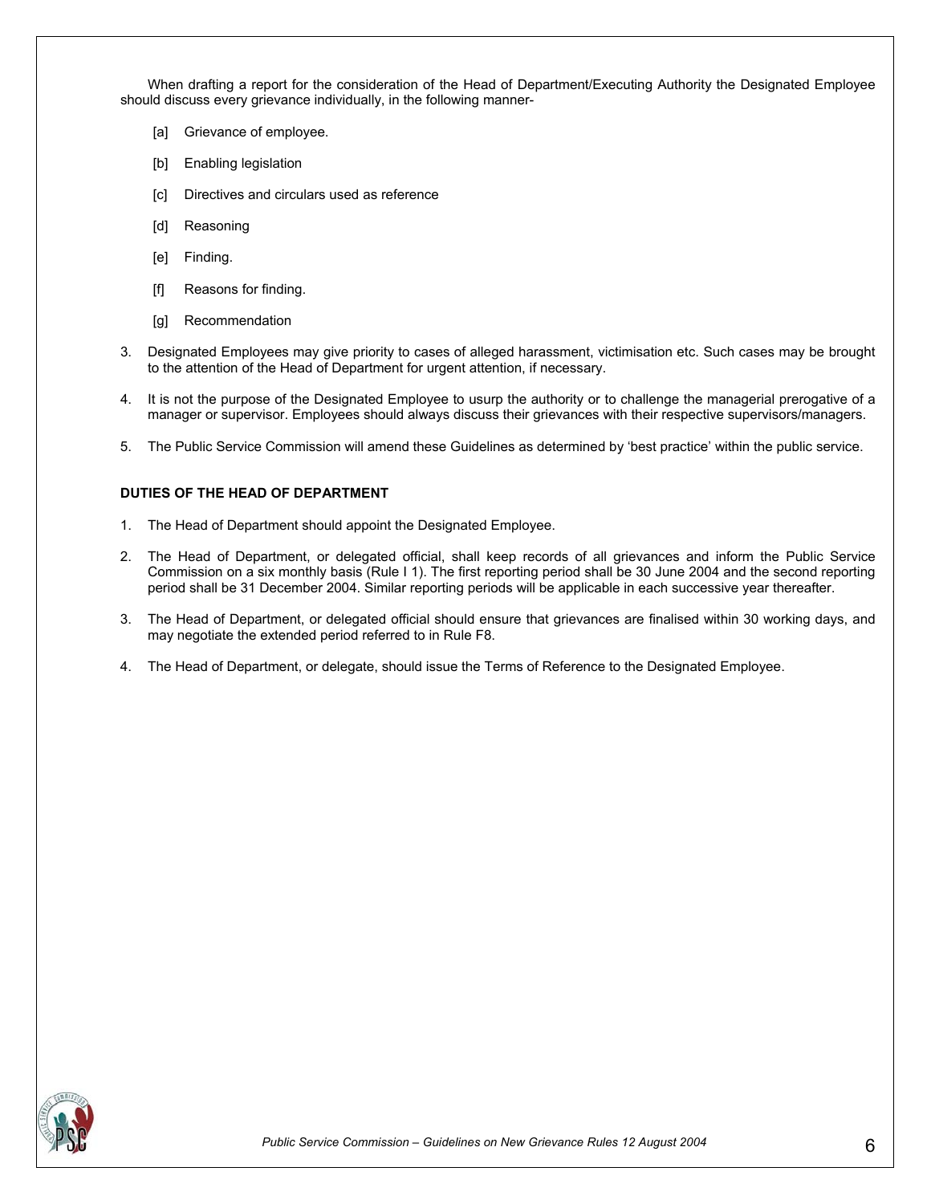When drafting a report for the consideration of the Head of Department/Executing Authority the Designated Employee should discuss every grievance individually, in the following manner-

[a] Grievance of employee.

[b] Enabling legislation

[c] Directives and circulars used as reference

[d] Reasoning

[e] Finding.

[f] Reasons for finding.

[g] Recommendation

3. Designated Employees may give priority to cases of alleged harassment, victimisation etc. Such cases may be brought to the attention of the Head of Department for urgent attention, if necessary.

4. It is not the purpose of the Designated Employee to usurp the authority or to challenge the managerial prerogative of a manager or supervisor. Employees should always discuss their grievances with their respective supervisors/managers.

5. The Public Service Commission will amend these Guidelines as determined by 'best practice' within the public service.

**DUTIES OF THE HEAD OF DEPARTMENT**

1. The Head of Department should appoint the Designated Employee.

2. The Head of Department, or delegated official, shall keep records of all grievances and inform the Public Service Commission on a six monthly basis (Rule I 1). The first reporting period shall be 30 June 2004 and the second reporting period shall be 31 December 2004. Similar reporting periods will be applicable in each successive year thereafter.

3. The Head of Department, or delegated official should ensure that grievances are finalised within 30 working days, and may negotiate the extended period referred to in Rule F8.

4. The Head of Department, or delegate, should issue the Terms of Reference to the Designated Employee.